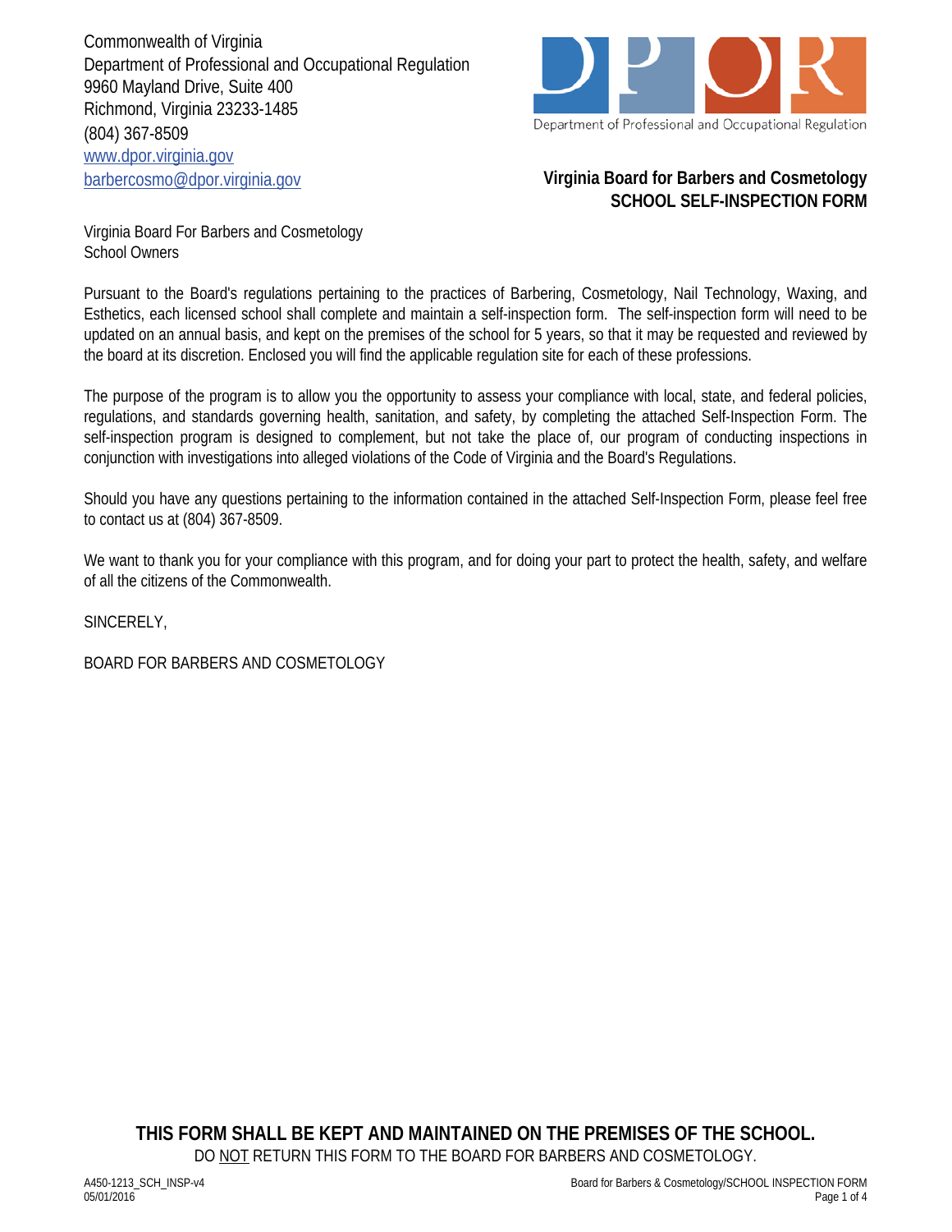Commonwealth of Virginia
Department of Professional and Occupational Regulation
9960 Mayland Drive, Suite 400
Richmond, Virginia 23233-1485
(804) 367-8509
www.dpor.virginia.gov
barbercosmo@dpor.virginia.gov

Department of Professional and Occupational Regulation

**Virginia Board for Barbers and Cosmetology**
**SCHOOL SELF-INSPECTION FORM**

Virginia Board For Barbers and Cosmetology
School Owners

Pursuant to the Board's regulations pertaining to the practices of Barbering, Cosmetology, Nail Technology, Waxing, and Esthetics, each licensed school shall complete and maintain a self-inspection form. The self-inspection form will need to be updated on an annual basis, and kept on the premises of the school for 5 years, so that it may be requested and reviewed by the board at its discretion. Enclosed you will find the applicable regulation site for each of these professions.

The purpose of the program is to allow you the opportunity to assess your compliance with local, state, and federal policies, regulations, and standards governing health, sanitation, and safety, by completing the attached Self-Inspection Form. The self-inspection program is designed to complement, but not take the place of, our program of conducting inspections in conjunction with investigations into alleged violations of the Code of Virginia and the Board's Regulations.

Should you have any questions pertaining to the information contained in the attached Self-Inspection Form, please feel free to contact us at (804) 367-8509.

We want to thank you for your compliance with this program, and for doing your part to protect the health, safety, and welfare of all the citizens of the Commonwealth.

SINCERELY,

BOARD FOR BARBERS AND COSMETOLOGY

**THIS FORM SHALL BE KEPT AND MAINTAINED ON THE PREMISES OF THE SCHOOL.**

DO NOT RETURN THIS FORM TO THE BOARD FOR BARBERS AND COSMETOLOGY.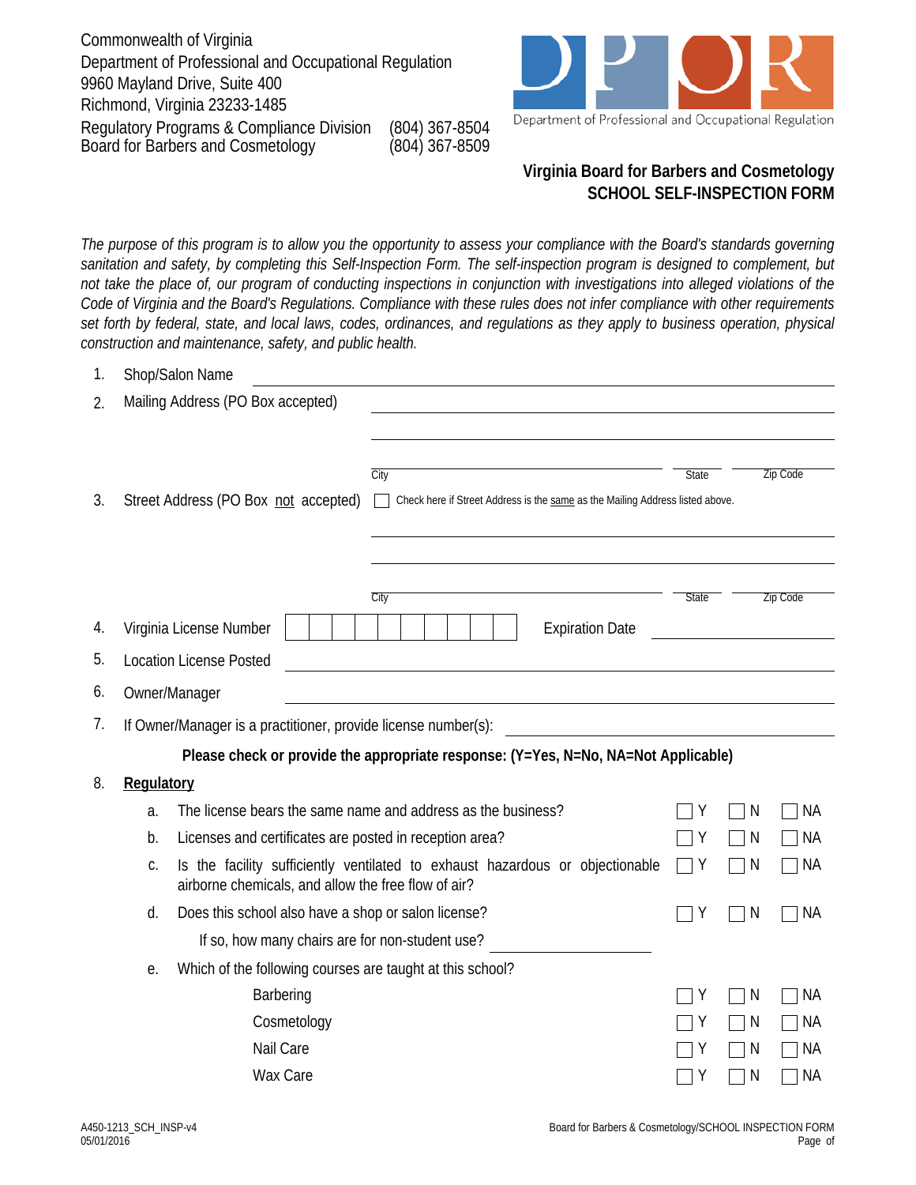Commonwealth of Virginia
Department of Professional and Occupational Regulation
9960 Mayland Drive, Suite 400
Richmond, Virginia 23233-1485

Regulatory Programs & Compliance Division (804) 367-8504
Board for Barbers and Cosmetology (804) 367-8509

Department of Professional and Occupational Regulation

## Virginia Board for Barbers and Cosmetology
## SCHOOL SELF-INSPECTION FORM

*The purpose of this program is to allow you the opportunity to assess your compliance with the Board's standards governing sanitation and safety, by completing this Self-Inspection Form. The self-inspection program is designed to complement, but not take the place of, our program of conducting inspections in conjunction with investigations into alleged violations of the Code of Virginia and the Board's Regulations. Compliance with these rules does not infer compliance with other requirements set forth by federal, state, and local laws, codes, ordinances, and regulations as they apply to business operation, physical construction and maintenance, safety, and public health.*

1. Shop/Salon Name ______________________
2. Mailing Address (PO Box accepted) ______________________

   ______________________

   City ______________ State ______ Zip Code ______
3. Street Address (PO Box not accepted) ☐ Check here if Street Address is the same as the Mailing Address listed above.

   ______________________

   ______________________

   City ______________ State ______ Zip Code ______
4. Virginia License Number ☐☐☐☐☐☐☐☐☐☐ Expiration Date ______________
5. Location License Posted ______________________
6. Owner/Manager ______________________
7. If Owner/Manager is a practitioner, provide license number(s): ______________________

**Please check or provide the appropriate response: (Y=Yes, N=No, NA=Not Applicable)**

8. **Regulatory**

| | | Y | N | NA |
|---|---|---|---|---|
| a. | The license bears the same name and address as the business? | ☐ Y | ☐ N | ☐ NA |
| b. | Licenses and certificates are posted in reception area? | ☐ Y | ☐ N | ☐ NA |
| c. | Is the facility sufficiently ventilated to exhaust hazardous or objectionable airborne chemicals, and allow the free flow of air? | ☐ Y | ☐ N | ☐ NA |
| d. | Does this school also have a shop or salon license? | ☐ Y | ☐ N | ☐ NA |
| | If so, how many chairs are for non-student use? ______________ | | | |
| e. | Which of the following courses are taught at this school? | | | |
| | Barbering | ☐ Y | ☐ N | ☐ NA |
| | Cosmetology | ☐ Y | ☐ N | ☐ NA |
| | Nail Care | ☐ Y | ☐ N | ☐ NA |
| | Wax Care | ☐ Y | ☐ N | ☐ NA |

A450-1213_SCH_INSP-v4
05/01/2016

Board for Barbers & Cosmetology/SCHOOL INSPECTION FORM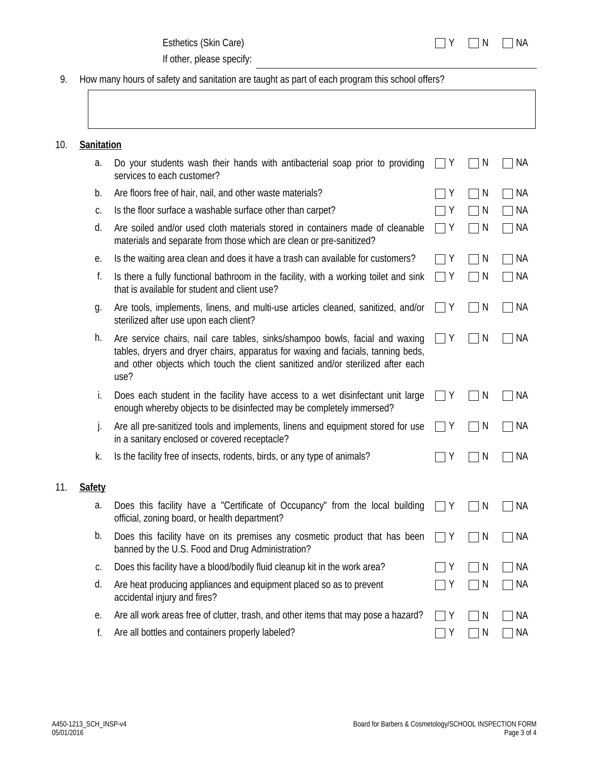Esthetics (Skin Care) ☐ Y ☐ N ☐ NA

If other, please specify: ______________________________

9. How many hours of safety and sanitation are taught as part of each program this school offers?

| |
|---|
| |

10. **Sanitation**

| | | Y | N | NA |
|---|---|---|---|---|
| a. | Do your students wash their hands with antibacterial soap prior to providing services to each customer? | ☐ | ☐ | ☐ |
| b. | Are floors free of hair, nail, and other waste materials? | ☐ | ☐ | ☐ |
| c. | Is the floor surface a washable surface other than carpet? | ☐ | ☐ | ☐ |
| d. | Are soiled and/or used cloth materials stored in containers made of cleanable materials and separate from those which are clean or pre-sanitized? | ☐ | ☐ | ☐ |
| e. | Is the waiting area clean and does it have a trash can available for customers? | ☐ | ☐ | ☐ |
| f. | Is there a fully functional bathroom in the facility, with a working toilet and sink that is available for student and client use? | ☐ | ☐ | ☐ |
| g. | Are tools, implements, linens, and multi-use articles cleaned, sanitized, and/or sterilized after use upon each client? | ☐ | ☐ | ☐ |
| h. | Are service chairs, nail care tables, sinks/shampoo bowls, facial and waxing tables, dryers and dryer chairs, apparatus for waxing and facials, tanning beds, and other objects which touch the client sanitized and/or sterilized after each use? | ☐ | ☐ | ☐ |
| i. | Does each student in the facility have access to a wet disinfectant unit large enough whereby objects to be disinfected may be completely immersed? | ☐ | ☐ | ☐ |
| j. | Are all pre-sanitized tools and implements, linens and equipment stored for use in a sanitary enclosed or covered receptacle? | ☐ | ☐ | ☐ |
| k. | Is the facility free of insects, rodents, birds, or any type of animals? | ☐ | ☐ | ☐ |

11. **Safety**

| | | Y | N | NA |
|---|---|---|---|---|
| a. | Does this facility have a "Certificate of Occupancy" from the local building official, zoning board, or health department? | ☐ | ☐ | ☐ |
| b. | Does this facility have on its premises any cosmetic product that has been banned by the U.S. Food and Drug Administration? | ☐ | ☐ | ☐ |
| c. | Does this facility have a blood/bodily fluid cleanup kit in the work area? | ☐ | ☐ | ☐ |
| d. | Are heat producing appliances and equipment placed so as to prevent accidental injury and fires? | ☐ | ☐ | ☐ |
| e. | Are all work areas free of clutter, trash, and other items that may pose a hazard? | ☐ | ☐ | ☐ |
| f. | Are all bottles and containers properly labeled? | ☐ | ☐ | ☐ |

A450-1213_SCH_INSP-v4
05/01/2016

Board for Barbers & Cosmetology/SCHOOL INSPECTION FORM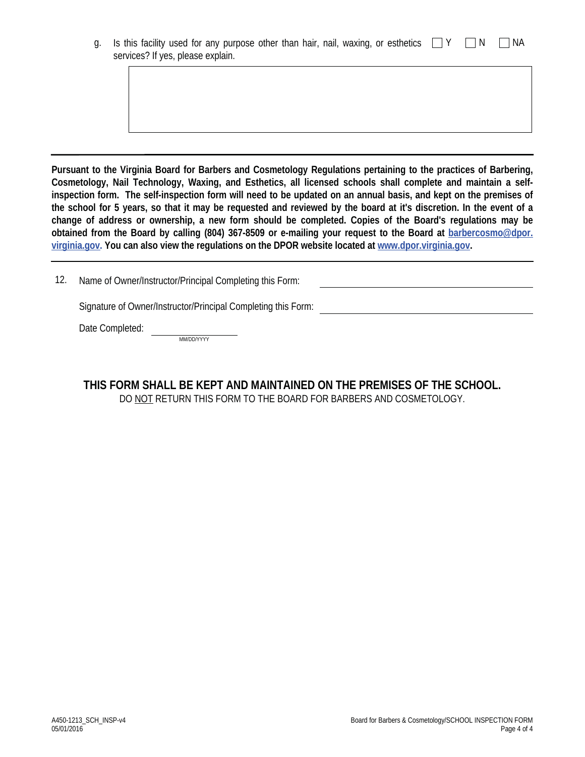g. Is this facility used for any purpose other than hair, nail, waxing, or esthetics services? If yes, please explain. ☐ Y ☐ N ☐ NA

---

**Pursuant to the Virginia Board for Barbers and Cosmetology Regulations pertaining to the practices of Barbering, Cosmetology, Nail Technology, Waxing, and Esthetics, all licensed schools shall complete and maintain a self-inspection form. The self-inspection form will need to be updated on an annual basis, and kept on the premises of the school for 5 years, so that it may be requested and reviewed by the board at it's discretion. In the event of a change of address or ownership, a new form should be completed. Copies of the Board's regulations may be obtained from the Board by calling (804) 367-8509 or e-mailing your request to the Board at barbercosmo@dpor.virginia.gov. You can also view the regulations on the DPOR website located at www.dpor.virginia.gov.**

---

12. Name of Owner/Instructor/Principal Completing this Form: ____________________

Signature of Owner/Instructor/Principal Completing this Form: ____________________

Date Completed: ____________ (MM/DD/YYYY)

**THIS FORM SHALL BE KEPT AND MAINTAINED ON THE PREMISES OF THE SCHOOL.**

DO NOT RETURN THIS FORM TO THE BOARD FOR BARBERS AND COSMETOLOGY.

A450-1213_SCH_INSP-v4
05/01/2016

Board for Barbers & Cosmetology/SCHOOL INSPECTION FORM